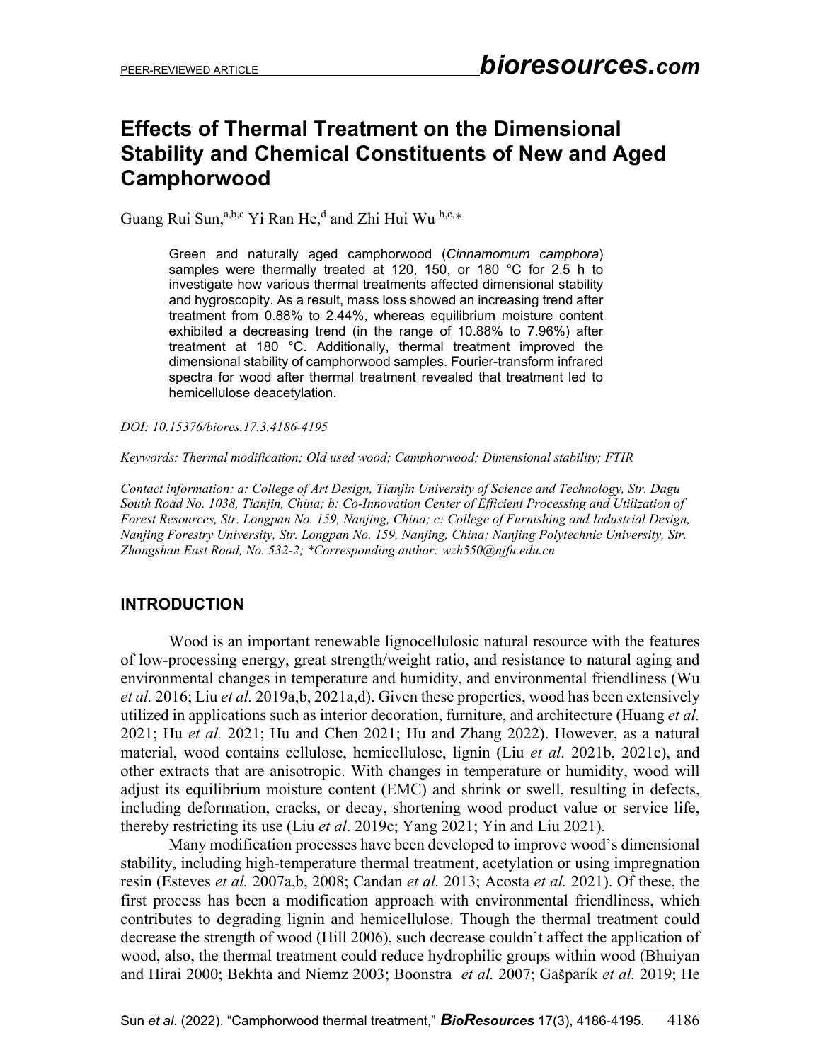# Effects of Thermal Treatment on the Dimensional Stability and Chemical Constituents of New and Aged Camphorwood

Guang Rui Sun,[a,b,c] Yi Ran He,[d] and Zhi Hui Wu [b,c,]*

> Green and naturally aged camphorwood (*Cinnamomum camphora*) samples were thermally treated at 120, 150, or 180 °C for 2.5 h to investigate how various thermal treatments affected dimensional stability and hygroscopity. As a result, mass loss showed an increasing trend after treatment from 0.88% to 2.44%, whereas equilibrium moisture content exhibited a decreasing trend (in the range of 10.88% to 7.96%) after treatment at 180 °C. Additionally, thermal treatment improved the dimensional stability of camphorwood samples. Fourier-transform infrared spectra for wood after thermal treatment revealed that treatment led to hemicellulose deacetylation.

*DOI: 10.15376/biores.17.3.4186-4195*

*Keywords: Thermal modification; Old used wood; Camphorwood; Dimensional stability; FTIR*

*Contact information: a: College of Art Design, Tianjin University of Science and Technology, Str. Dagu South Road No. 1038, Tianjin, China; b: Co-Innovation Center of Efficient Processing and Utilization of Forest Resources, Str. Longpan No. 159, Nanjing, China; c: College of Furnishing and Industrial Design, Nanjing Forestry University, Str. Longpan No. 159, Nanjing, China; Nanjing Polytechnic University, Str. Zhongshan East Road, No. 532-2; *Corresponding author: wzh550@njfu.edu.cn*

## INTRODUCTION

Wood is an important renewable lignocellulosic natural resource with the features of low-processing energy, great strength/weight ratio, and resistance to natural aging and environmental changes in temperature and humidity, and environmental friendliness (Wu *et al.* 2016; Liu *et al.* 2019a,b, 2021a,d). Given these properties, wood has been extensively utilized in applications such as interior decoration, furniture, and architecture (Huang *et al.* 2021; Hu *et al.* 2021; Hu and Chen 2021; Hu and Zhang 2022). However, as a natural material, wood contains cellulose, hemicellulose, lignin (Liu *et al*. 2021b, 2021c), and other extracts that are anisotropic. With changes in temperature or humidity, wood will adjust its equilibrium moisture content (EMC) and shrink or swell, resulting in defects, including deformation, cracks, or decay, shortening wood product value or service life, thereby restricting its use (Liu *et al*. 2019c; Yang 2021; Yin and Liu 2021).

Many modification processes have been developed to improve wood's dimensional stability, including high-temperature thermal treatment, acetylation or using impregnation resin (Esteves *et al.* 2007a,b, 2008; Candan *et al.* 2013; Acosta *et al.* 2021). Of these, the first process has been a modification approach with environmental friendliness, which contributes to degrading lignin and hemicellulose. Though the thermal treatment could decrease the strength of wood (Hill 2006), such decrease couldn't affect the application of wood, also, the thermal treatment could reduce hydrophilic groups within wood (Bhuiyan and Hirai 2000; Bekhta and Niemz 2003; Boonstra *et al.* 2007; Gašparík *et al.* 2019; He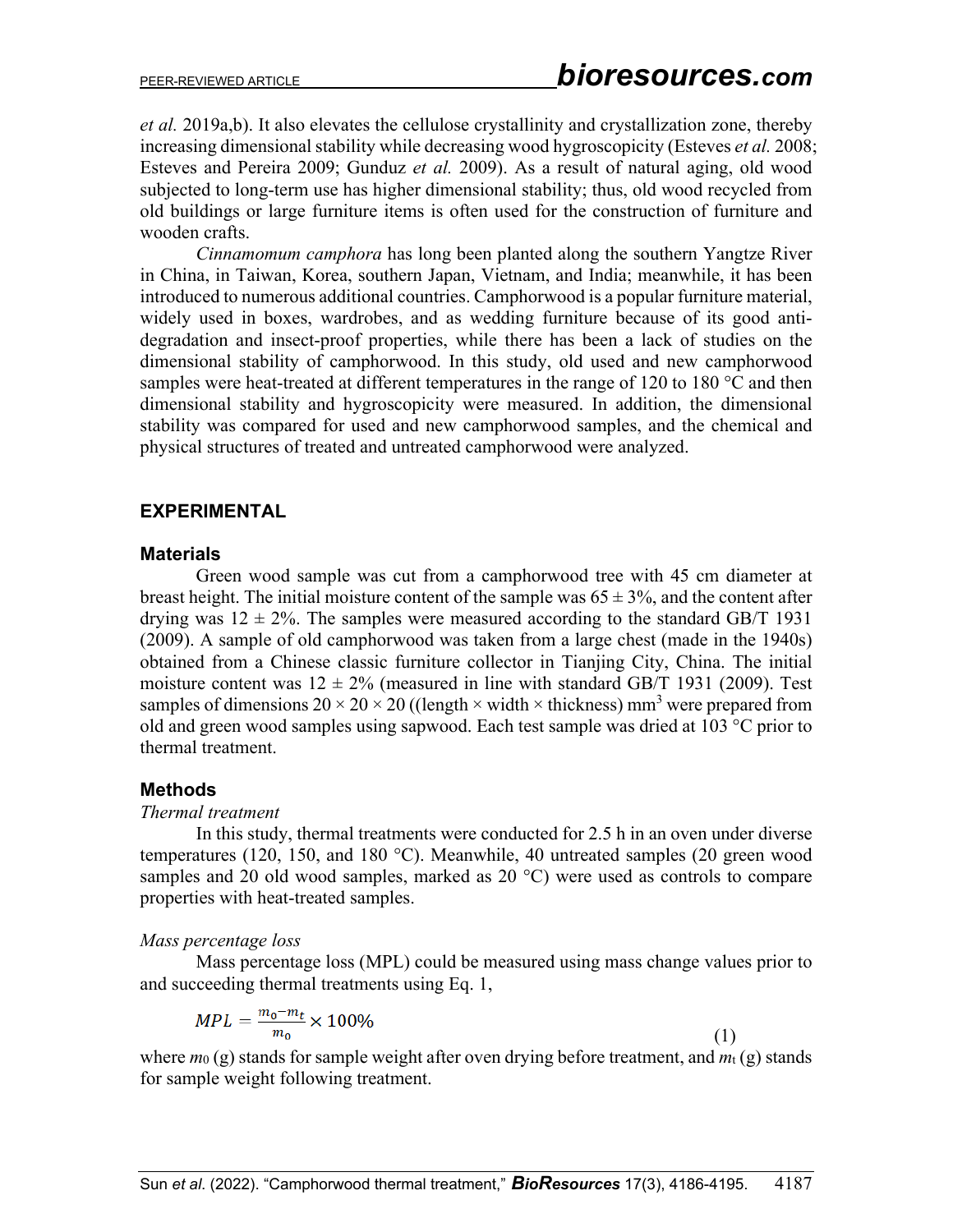*et al.* 2019a,b). It also elevates the cellulose crystallinity and crystallization zone, thereby increasing dimensional stability while decreasing wood hygroscopicity (Esteves *et al.* 2008; Esteves and Pereira 2009; Gunduz *et al.* 2009). As a result of natural aging, old wood subjected to long-term use has higher dimensional stability; thus, old wood recycled from old buildings or large furniture items is often used for the construction of furniture and wooden crafts.

*Cinnamomum camphora* has long been planted along the southern Yangtze River in China, in Taiwan, Korea, southern Japan, Vietnam, and India; meanwhile, it has been introduced to numerous additional countries. Camphorwood is a popular furniture material, widely used in boxes, wardrobes, and as wedding furniture because of its good anti-degradation and insect-proof properties, while there has been a lack of studies on the dimensional stability of camphorwood. In this study, old used and new camphorwood samples were heat-treated at different temperatures in the range of 120 to 180 °C and then dimensional stability and hygroscopicity were measured. In addition, the dimensional stability was compared for used and new camphorwood samples, and the chemical and physical structures of treated and untreated camphorwood were analyzed.

## EXPERIMENTAL

### Materials

Green wood sample was cut from a camphorwood tree with 45 cm diameter at breast height. The initial moisture content of the sample was 65 ± 3%, and the content after drying was 12 ± 2%. The samples were measured according to the standard GB/T 1931 (2009). A sample of old camphorwood was taken from a large chest (made in the 1940s) obtained from a Chinese classic furniture collector in Tianjing City, China. The initial moisture content was 12 ± 2% (measured in line with standard GB/T 1931 (2009). Test samples of dimensions 20 × 20 × 20 ((length × width × thickness) mm$^3$ were prepared from old and green wood samples using sapwood. Each test sample was dried at 103 °C prior to thermal treatment.

### Methods

*Thermal treatment*

In this study, thermal treatments were conducted for 2.5 h in an oven under diverse temperatures (120, 150, and 180 °C). Meanwhile, 40 untreated samples (20 green wood samples and 20 old wood samples, marked as 20 °C) were used as controls to compare properties with heat-treated samples.

*Mass percentage loss*

Mass percentage loss (MPL) could be measured using mass change values prior to and succeeding thermal treatments using Eq. 1,

$$MPL = \frac{m_0 - m_t}{m_0} \times 100\% \tag{1}$$

where $m_0$ (g) stands for sample weight after oven drying before treatment, and $m_t$ (g) stands for sample weight following treatment.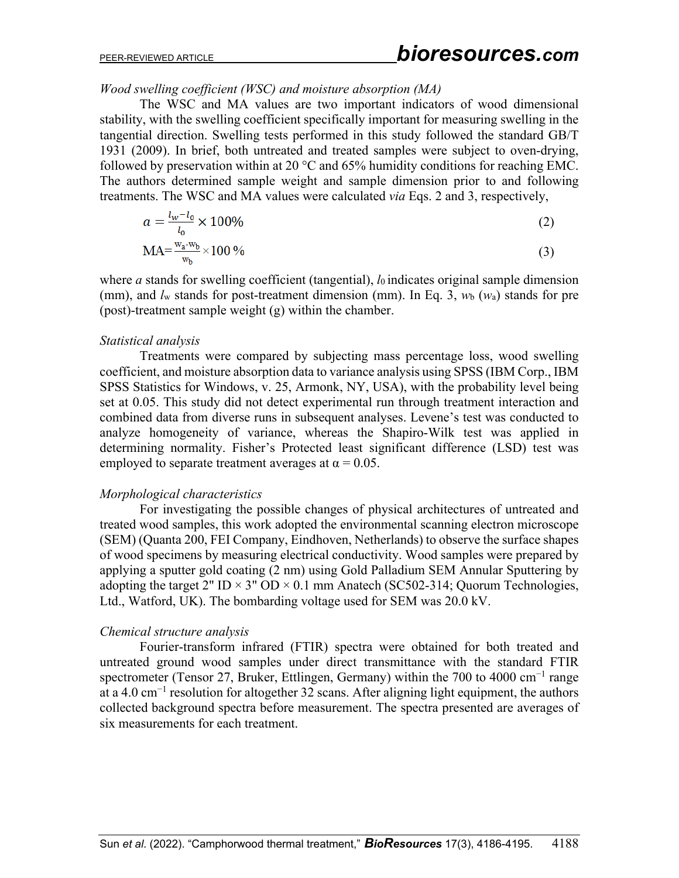*Wood swelling coefficient (WSC) and moisture absorption (MA)*

The WSC and MA values are two important indicators of wood dimensional stability, with the swelling coefficient specifically important for measuring swelling in the tangential direction. Swelling tests performed in this study followed the standard GB/T 1931 (2009). In brief, both untreated and treated samples were subject to oven-drying, followed by preservation within at 20 °C and 65% humidity conditions for reaching EMC. The authors determined sample weight and sample dimension prior to and following treatments. The WSC and MA values were calculated *via* Eqs. 2 and 3, respectively,

$$a = \frac{l_w - l_0}{l_0} \times 100\% \tag{2}$$

$$\text{MA} = \frac{w_a - w_b}{w_b} \times 100\,\% \tag{3}$$

where $a$ stands for swelling coefficient (tangential), $l_0$ indicates original sample dimension (mm), and $l_w$ stands for post-treatment dimension (mm). In Eq. 3, $w_b$ ($w_a$) stands for pre (post)-treatment sample weight (g) within the chamber.

*Statistical analysis*

Treatments were compared by subjecting mass percentage loss, wood swelling coefficient, and moisture absorption data to variance analysis using SPSS (IBM Corp., IBM SPSS Statistics for Windows, v. 25, Armonk, NY, USA), with the probability level being set at 0.05. This study did not detect experimental run through treatment interaction and combined data from diverse runs in subsequent analyses. Levene's test was conducted to analyze homogeneity of variance, whereas the Shapiro-Wilk test was applied in determining normality. Fisher's Protected least significant difference (LSD) test was employed to separate treatment averages at $\alpha = 0.05$.

*Morphological characteristics*

For investigating the possible changes of physical architectures of untreated and treated wood samples, this work adopted the environmental scanning electron microscope (SEM) (Quanta 200, FEI Company, Eindhoven, Netherlands) to observe the surface shapes of wood specimens by measuring electrical conductivity. Wood samples were prepared by applying a sputter gold coating (2 nm) using Gold Palladium SEM Annular Sputtering by adopting the target 2" ID × 3" OD × 0.1 mm Anatech (SC502-314; Quorum Technologies, Ltd., Watford, UK). The bombarding voltage used for SEM was 20.0 kV.

*Chemical structure analysis*

Fourier-transform infrared (FTIR) spectra were obtained for both treated and untreated ground wood samples under direct transmittance with the standard FTIR spectrometer (Tensor 27, Bruker, Ettlingen, Germany) within the 700 to 4000 $cm^{-1}$ range at a 4.0 $cm^{-1}$ resolution for altogether 32 scans. After aligning light equipment, the authors collected background spectra before measurement. The spectra presented are averages of six measurements for each treatment.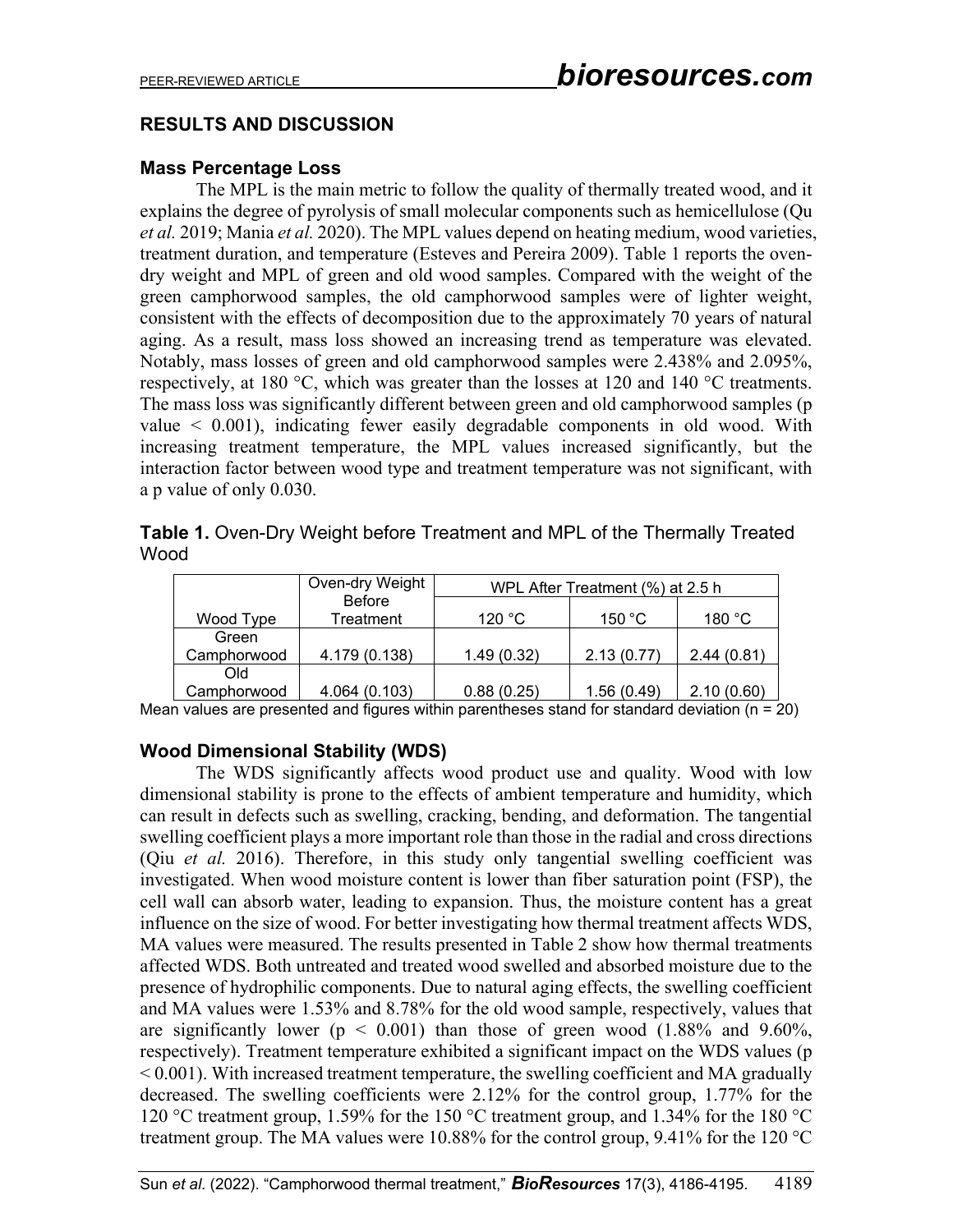## RESULTS AND DISCUSSION

### Mass Percentage Loss

The MPL is the main metric to follow the quality of thermally treated wood, and it explains the degree of pyrolysis of small molecular components such as hemicellulose (Qu *et al.* 2019; Mania *et al.* 2020). The MPL values depend on heating medium, wood varieties, treatment duration, and temperature (Esteves and Pereira 2009). Table 1 reports the oven-dry weight and MPL of green and old wood samples. Compared with the weight of the green camphorwood samples, the old camphorwood samples were of lighter weight, consistent with the effects of decomposition due to the approximately 70 years of natural aging. As a result, mass loss showed an increasing trend as temperature was elevated. Notably, mass losses of green and old camphorwood samples were 2.438% and 2.095%, respectively, at 180 °C, which was greater than the losses at 120 and 140 °C treatments. The mass loss was significantly different between green and old camphorwood samples (p value < 0.001), indicating fewer easily degradable components in old wood. With increasing treatment temperature, the MPL values increased significantly, but the interaction factor between wood type and treatment temperature was not significant, with a p value of only 0.030.

**Table 1.** Oven-Dry Weight before Treatment and MPL of the Thermally Treated Wood

| Wood Type | Oven-dry Weight Before Treatment | WPL After Treatment (%) at 2.5 h | | |
|---|---|---|---|---|
| | | 120 °C | 150 °C | 180 °C |
| Green Camphorwood | 4.179 (0.138) | 1.49 (0.32) | 2.13 (0.77) | 2.44 (0.81) |
| Old Camphorwood | 4.064 (0.103) | 0.88 (0.25) | 1.56 (0.49) | 2.10 (0.60) |

Mean values are presented and figures within parentheses stand for standard deviation (n = 20)

### Wood Dimensional Stability (WDS)

The WDS significantly affects wood product use and quality. Wood with low dimensional stability is prone to the effects of ambient temperature and humidity, which can result in defects such as swelling, cracking, bending, and deformation. The tangential swelling coefficient plays a more important role than those in the radial and cross directions (Qiu *et al.* 2016). Therefore, in this study only tangential swelling coefficient was investigated. When wood moisture content is lower than fiber saturation point (FSP), the cell wall can absorb water, leading to expansion. Thus, the moisture content has a great influence on the size of wood. For better investigating how thermal treatment affects WDS, MA values were measured. The results presented in Table 2 show how thermal treatments affected WDS. Both untreated and treated wood swelled and absorbed moisture due to the presence of hydrophilic components. Due to natural aging effects, the swelling coefficient and MA values were 1.53% and 8.78% for the old wood sample, respectively, values that are significantly lower (p < 0.001) than those of green wood (1.88% and 9.60%, respectively). Treatment temperature exhibited a significant impact on the WDS values (p < 0.001). With increased treatment temperature, the swelling coefficient and MA gradually decreased. The swelling coefficients were 2.12% for the control group, 1.77% for the 120 °C treatment group, 1.59% for the 150 °C treatment group, and 1.34% for the 180 °C treatment group. The MA values were 10.88% for the control group, 9.41% for the 120 °C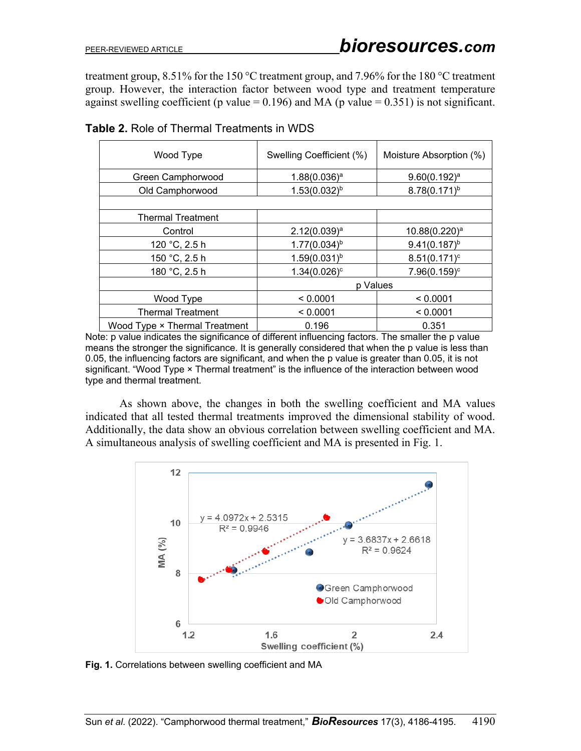treatment group, 8.51% for the 150 °C treatment group, and 7.96% for the 180 °C treatment group. However, the interaction factor between wood type and treatment temperature against swelling coefficient (p value = 0.196) and MA (p value = 0.351) is not significant.

**Table 2.** Role of Thermal Treatments in WDS

| Wood Type | Swelling Coefficient (%) | Moisture Absorption (%) |
|---|---|---|
| Green Camphorwood | 1.88(0.036)[a] | 9.60(0.192)[a] |
| Old Camphorwood | 1.53(0.032)[b] | 8.78(0.171)[b] |
| | | |
| Thermal Treatment | | |
| Control | 2.12(0.039)[a] | 10.88(0.220)[a] |
| 120 °C, 2.5 h | 1.77(0.034)[b] | 9.41(0.187)[b] |
| 150 °C, 2.5 h | 1.59(0.031)[b] | 8.51(0.171)[c] |
| 180 °C, 2.5 h | 1.34(0.026)[c] | 7.96(0.159)[c] |
| | p Values | |
| Wood Type | < 0.0001 | < 0.0001 |
| Thermal Treatment | < 0.0001 | < 0.0001 |
| Wood Type × Thermal Treatment | 0.196 | 0.351 |

Note: p value indicates the significance of different influencing factors. The smaller the p value means the stronger the significance. It is generally considered that when the p value is less than 0.05, the influencing factors are significant, and when the p value is greater than 0.05, it is not significant. “Wood Type × Thermal treatment” is the influence of the interaction between wood type and thermal treatment.

As shown above, the changes in both the swelling coefficient and MA values indicated that all tested thermal treatments improved the dimensional stability of wood. Additionally, the data show an obvious correlation between swelling coefficient and MA. A simultaneous analysis of swelling coefficient and MA is presented in Fig. 1.

**Fig. 1.** Correlations between swelling coefficient and MA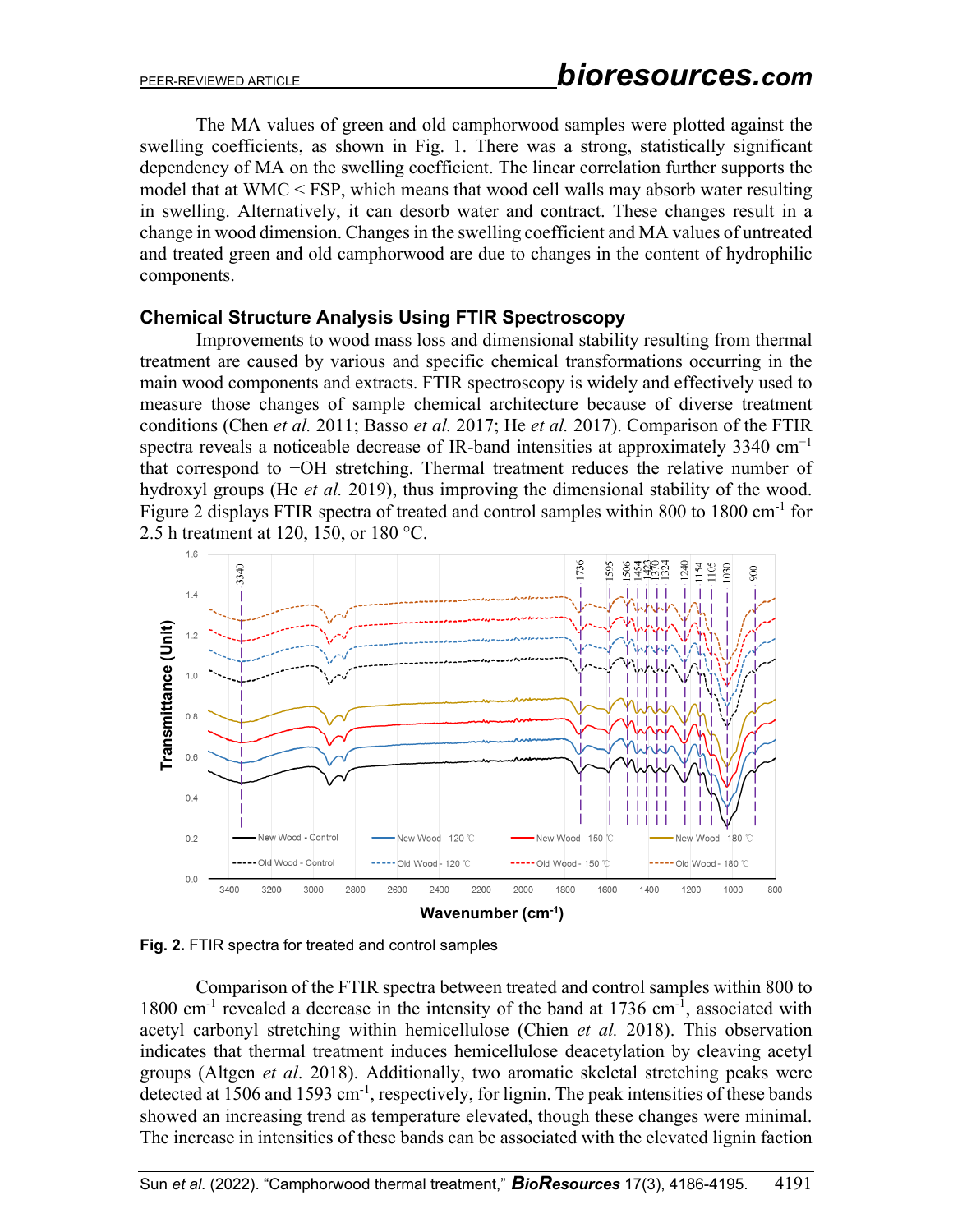The MA values of green and old camphorwood samples were plotted against the swelling coefficients, as shown in Fig. 1. There was a strong, statistically significant dependency of MA on the swelling coefficient. The linear correlation further supports the model that at WMC < FSP, which means that wood cell walls may absorb water resulting in swelling. Alternatively, it can desorb water and contract. These changes result in a change in wood dimension. Changes in the swelling coefficient and MA values of untreated and treated green and old camphorwood are due to changes in the content of hydrophilic components.

### Chemical Structure Analysis Using FTIR Spectroscopy

Improvements to wood mass loss and dimensional stability resulting from thermal treatment are caused by various and specific chemical transformations occurring in the main wood components and extracts. FTIR spectroscopy is widely and effectively used to measure those changes of sample chemical architecture because of diverse treatment conditions (Chen *et al.* 2011; Basso *et al.* 2017; He *et al.* 2017). Comparison of the FTIR spectra reveals a noticeable decrease of IR-band intensities at approximately 3340 $cm^{-1}$ that correspond to −OH stretching. Thermal treatment reduces the relative number of hydroxyl groups (He *et al.* 2019), thus improving the dimensional stability of the wood. Figure 2 displays FTIR spectra of treated and control samples within 800 to 1800 $cm^{-1}$ for 2.5 h treatment at 120, 150, or 180 °C.

**Fig. 2.** FTIR spectra for treated and control samples

Comparison of the FTIR spectra between treated and control samples within 800 to 1800 $cm^{-1}$ revealed a decrease in the intensity of the band at 1736 $cm^{-1}$, associated with acetyl carbonyl stretching within hemicellulose (Chien *et al.* 2018). This observation indicates that thermal treatment induces hemicellulose deacetylation by cleaving acetyl groups (Altgen *et al*. 2018). Additionally, two aromatic skeletal stretching peaks were detected at 1506 and 1593 $cm^{-1}$, respectively, for lignin. The peak intensities of these bands showed an increasing trend as temperature elevated, though these changes were minimal. The increase in intensities of these bands can be associated with the elevated lignin faction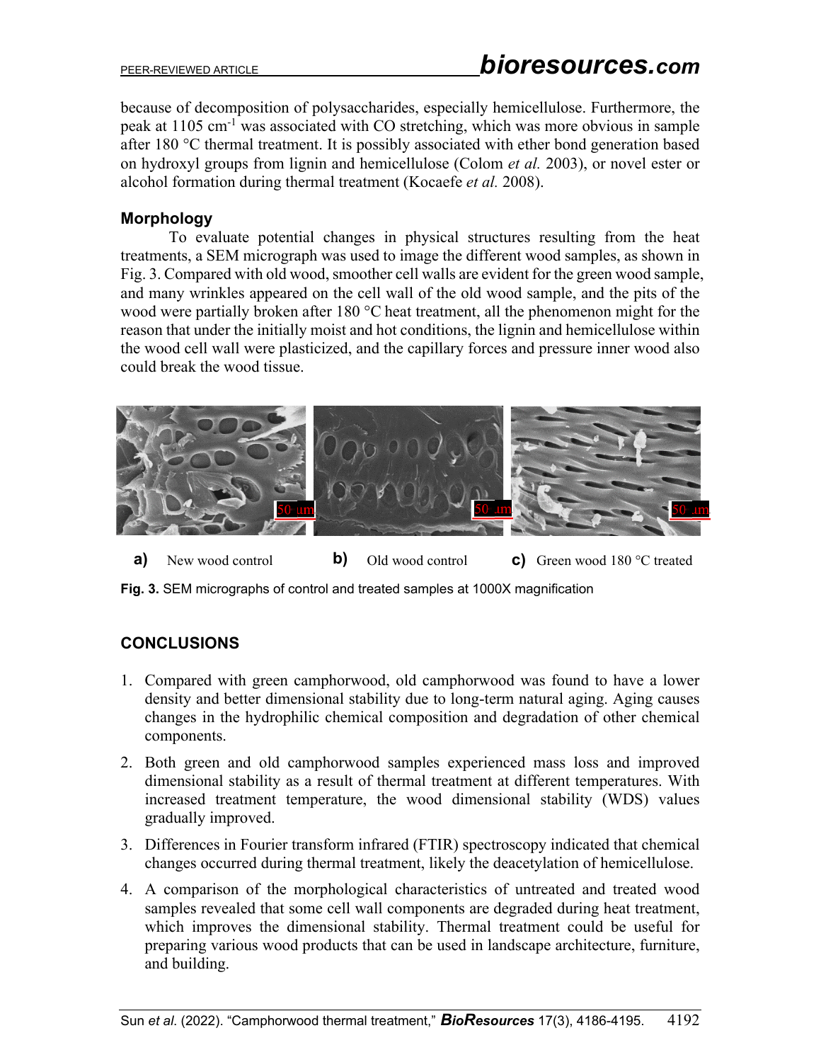because of decomposition of polysaccharides, especially hemicellulose. Furthermore, the peak at 1105 cm$^{-1}$ was associated with CO stretching, which was more obvious in sample after 180 °C thermal treatment. It is possibly associated with ether bond generation based on hydroxyl groups from lignin and hemicellulose (Colom *et al.* 2003), or novel ester or alcohol formation during thermal treatment (Kocaefe *et al.* 2008).

### Morphology

To evaluate potential changes in physical structures resulting from the heat treatments, a SEM micrograph was used to image the different wood samples, as shown in Fig. 3. Compared with old wood, smoother cell walls are evident for the green wood sample, and many wrinkles appeared on the cell wall of the old wood sample, and the pits of the wood were partially broken after 180 °C heat treatment, all the phenomenon might for the reason that under the initially moist and hot conditions, the lignin and hemicellulose within the wood cell wall were plasticized, and the capillary forces and pressure inner wood also could break the wood tissue.

**a)** New wood control **b)** Old wood control **c)** Green wood 180 °C treated

**Fig. 3.** SEM micrographs of control and treated samples at 1000X magnification

## CONCLUSIONS

1. Compared with green camphorwood, old camphorwood was found to have a lower density and better dimensional stability due to long-term natural aging. Aging causes changes in the hydrophilic chemical composition and degradation of other chemical components.
2. Both green and old camphorwood samples experienced mass loss and improved dimensional stability as a result of thermal treatment at different temperatures. With increased treatment temperature, the wood dimensional stability (WDS) values gradually improved.
3. Differences in Fourier transform infrared (FTIR) spectroscopy indicated that chemical changes occurred during thermal treatment, likely the deacetylation of hemicellulose.
4. A comparison of the morphological characteristics of untreated and treated wood samples revealed that some cell wall components are degraded during heat treatment, which improves the dimensional stability. Thermal treatment could be useful for preparing various wood products that can be used in landscape architecture, furniture, and building.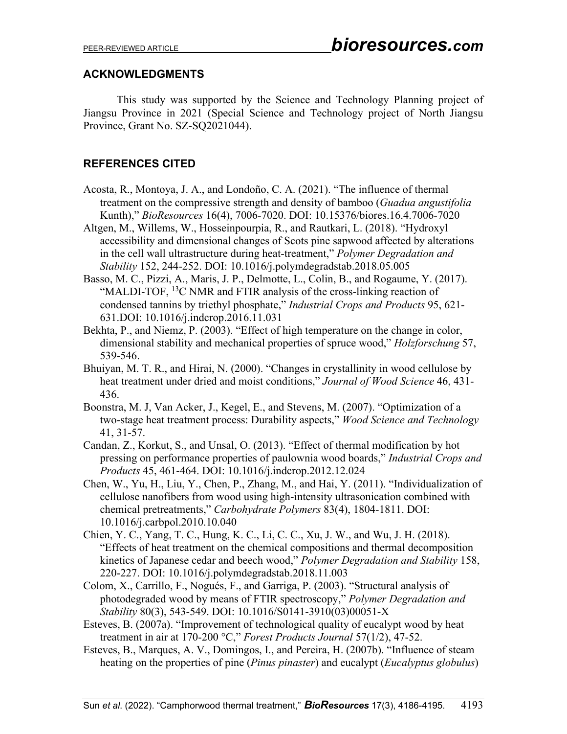## ACKNOWLEDGMENTS

This study was supported by the Science and Technology Planning project of Jiangsu Province in 2021 (Special Science and Technology project of North Jiangsu Province, Grant No. SZ-SQ2021044).

## REFERENCES CITED

Acosta, R., Montoya, J. A., and Londoño, C. A. (2021). "The influence of thermal treatment on the compressive strength and density of bamboo (*Guadua angustifolia* Kunth)," *BioResources* 16(4), 7006-7020. DOI: 10.15376/biores.16.4.7006-7020

Altgen, M., Willems, W., Hosseinpourpia, R., and Rautkari, L. (2018). "Hydroxyl accessibility and dimensional changes of Scots pine sapwood affected by alterations in the cell wall ultrastructure during heat-treatment," *Polymer Degradation and Stability* 152, 244-252. DOI: 10.1016/j.polymdegradstab.2018.05.005

Basso, M. C., Pizzi, A., Maris, J. P., Delmotte, L., Colin, B., and Rogaume, Y. (2017). "MALDI-TOF, $^{13}C$ NMR and FTIR analysis of the cross-linking reaction of condensed tannins by triethyl phosphate," *Industrial Crops and Products* 95, 621-631.DOI: 10.1016/j.indcrop.2016.11.031

Bekhta, P., and Niemz, P. (2003). "Effect of high temperature on the change in color, dimensional stability and mechanical properties of spruce wood," *Holzforschung* 57, 539-546.

Bhuiyan, M. T. R., and Hirai, N. (2000). "Changes in crystallinity in wood cellulose by heat treatment under dried and moist conditions," *Journal of Wood Science* 46, 431-436.

Boonstra, M. J, Van Acker, J., Kegel, E., and Stevens, M. (2007). "Optimization of a two-stage heat treatment process: Durability aspects," *Wood Science and Technology* 41, 31-57.

Candan, Z., Korkut, S., and Unsal, O. (2013). "Effect of thermal modification by hot pressing on performance properties of paulownia wood boards," *Industrial Crops and Products* 45, 461-464. DOI: 10.1016/j.indcrop.2012.12.024

Chen, W., Yu, H., Liu, Y., Chen, P., Zhang, M., and Hai, Y. (2011). "Individualization of cellulose nanofibers from wood using high-intensity ultrasonication combined with chemical pretreatments," *Carbohydrate Polymers* 83(4), 1804-1811. DOI: 10.1016/j.carbpol.2010.10.040

Chien, Y. C., Yang, T. C., Hung, K. C., Li, C. C., Xu, J. W., and Wu, J. H. (2018). "Effects of heat treatment on the chemical compositions and thermal decomposition kinetics of Japanese cedar and beech wood," *Polymer Degradation and Stability* 158, 220-227. DOI: 10.1016/j.polymdegradstab.2018.11.003

Colom, X., Carrillo, F., Nogués, F., and Garriga, P. (2003). "Structural analysis of photodegraded wood by means of FTIR spectroscopy," *Polymer Degradation and Stability* 80(3), 543-549. DOI: 10.1016/S0141-3910(03)00051-X

Esteves, B. (2007a). "Improvement of technological quality of eucalypt wood by heat treatment in air at 170-200 °C," *Forest Products Journal* 57(1/2), 47-52.

Esteves, B., Marques, A. V., Domingos, I., and Pereira, H. (2007b). "Influence of steam heating on the properties of pine (*Pinus pinaster*) and eucalypt (*Eucalyptus globulus*)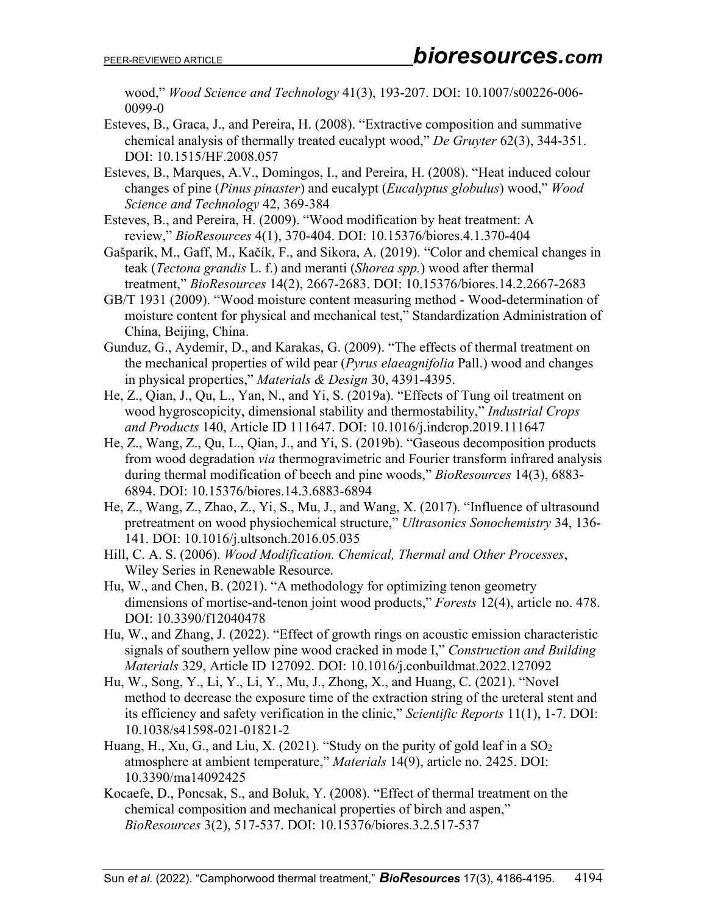wood," *Wood Science and Technology* 41(3), 193-207. DOI: 10.1007/s00226-006-0099-0

Esteves, B., Graca, J., and Pereira, H. (2008). "Extractive composition and summative chemical analysis of thermally treated eucalypt wood," *De Gruyter* 62(3), 344-351. DOI: 10.1515/HF.2008.057

Esteves, B., Marques, A.V., Domingos, I., and Pereira, H. (2008). "Heat induced colour changes of pine (*Pinus pinaster*) and eucalypt (*Eucalyptus globulus*) wood," *Wood Science and Technology* 42, 369-384

Esteves, B., and Pereira, H. (2009). "Wood modification by heat treatment: A review," *BioResources* 4(1), 370-404. DOI: 10.15376/biores.4.1.370-404

Gašparík, M., Gaff, M., Kačík, F., and Sikora, A. (2019). "Color and chemical changes in teak (*Tectona grandis* L. f.) and meranti (*Shorea spp.*) wood after thermal treatment," *BioResources* 14(2), 2667-2683. DOI: 10.15376/biores.14.2.2667-2683

GB/T 1931 (2009). "Wood moisture content measuring method - Wood-determination of moisture content for physical and mechanical test," Standardization Administration of China, Beijing, China.

Gunduz, G., Aydemir, D., and Karakas, G. (2009). "The effects of thermal treatment on the mechanical properties of wild pear (*Pyrus elaeagnifolia* Pall.) wood and changes in physical properties," *Materials & Design* 30, 4391-4395.

He, Z., Qian, J., Qu, L., Yan, N., and Yi, S. (2019a). "Effects of Tung oil treatment on wood hygroscopicity, dimensional stability and thermostability," *Industrial Crops and Products* 140, Article ID 111647. DOI: 10.1016/j.indcrop.2019.111647

He, Z., Wang, Z., Qu, L., Qian, J., and Yi, S. (2019b). "Gaseous decomposition products from wood degradation *via* thermogravimetric and Fourier transform infrared analysis during thermal modification of beech and pine woods," *BioResources* 14(3), 6883-6894. DOI: 10.15376/biores.14.3.6883-6894

He, Z., Wang, Z., Zhao, Z., Yi, S., Mu, J., and Wang, X. (2017). "Influence of ultrasound pretreatment on wood physiochemical structure," *Ultrasonics Sonochemistry* 34, 136-141. DOI: 10.1016/j.ultsonch.2016.05.035

Hill, C. A. S. (2006). *Wood Modification. Chemical, Thermal and Other Processes*, Wiley Series in Renewable Resource.

Hu, W., and Chen, B. (2021). "A methodology for optimizing tenon geometry dimensions of mortise-and-tenon joint wood products," *Forests* 12(4), article no. 478. DOI: 10.3390/f12040478

Hu, W., and Zhang, J. (2022). "Effect of growth rings on acoustic emission characteristic signals of southern yellow pine wood cracked in mode I," *Construction and Building Materials* 329, Article ID 127092. DOI: 10.1016/j.conbuildmat.2022.127092

Hu, W., Song, Y., Li, Y., Li, Y., Mu, J., Zhong, X., and Huang, C. (2021). "Novel method to decrease the exposure time of the extraction string of the ureteral stent and its efficiency and safety verification in the clinic," *Scientific Reports* 11(1), 1-7. DOI: 10.1038/s41598-021-01821-2

Huang, H., Xu, G., and Liu, X. (2021). "Study on the purity of gold leaf in a $SO_2$ atmosphere at ambient temperature," *Materials* 14(9), article no. 2425. DOI: 10.3390/ma14092425

Kocaefe, D., Poncsak, S., and Boluk, Y. (2008). "Effect of thermal treatment on the chemical composition and mechanical properties of birch and aspen," *BioResources* 3(2), 517-537. DOI: 10.15376/biores.3.2.517-537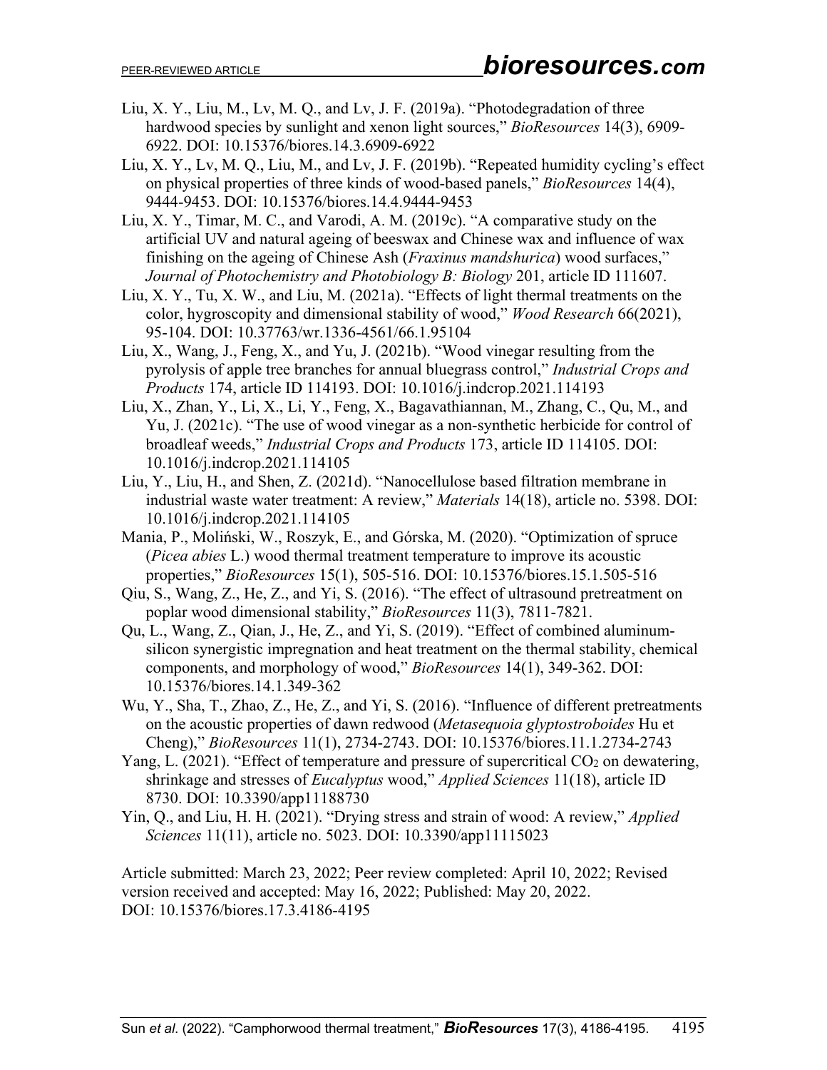Liu, X. Y., Liu, M., Lv, M. Q., and Lv, J. F. (2019a). "Photodegradation of three hardwood species by sunlight and xenon light sources," *BioResources* 14(3), 6909-6922. DOI: 10.15376/biores.14.3.6909-6922

Liu, X. Y., Lv, M. Q., Liu, M., and Lv, J. F. (2019b). "Repeated humidity cycling's effect on physical properties of three kinds of wood-based panels," *BioResources* 14(4), 9444-9453. DOI: 10.15376/biores.14.4.9444-9453

Liu, X. Y., Timar, M. C., and Varodi, A. M. (2019c). "A comparative study on the artificial UV and natural ageing of beeswax and Chinese wax and influence of wax finishing on the ageing of Chinese Ash (*Fraxinus mandshurica*) wood surfaces," *Journal of Photochemistry and Photobiology B: Biology* 201, article ID 111607.

Liu, X. Y., Tu, X. W., and Liu, M. (2021a). "Effects of light thermal treatments on the color, hygroscopity and dimensional stability of wood," *Wood Research* 66(2021), 95-104. DOI: 10.37763/wr.1336-4561/66.1.95104

Liu, X., Wang, J., Feng, X., and Yu, J. (2021b). "Wood vinegar resulting from the pyrolysis of apple tree branches for annual bluegrass control," *Industrial Crops and Products* 174, article ID 114193. DOI: 10.1016/j.indcrop.2021.114193

Liu, X., Zhan, Y., Li, X., Li, Y., Feng, X., Bagavathiannan, M., Zhang, C., Qu, M., and Yu, J. (2021c). "The use of wood vinegar as a non-synthetic herbicide for control of broadleaf weeds," *Industrial Crops and Products* 173, article ID 114105. DOI: 10.1016/j.indcrop.2021.114105

Liu, Y., Liu, H., and Shen, Z. (2021d). "Nanocellulose based filtration membrane in industrial waste water treatment: A review," *Materials* 14(18), article no. 5398. DOI: 10.1016/j.indcrop.2021.114105

Mania, P., Moliński, W., Roszyk, E., and Górska, M. (2020). "Optimization of spruce (*Picea abies* L.) wood thermal treatment temperature to improve its acoustic properties," *BioResources* 15(1), 505-516. DOI: 10.15376/biores.15.1.505-516

Qiu, S., Wang, Z., He, Z., and Yi, S. (2016). "The effect of ultrasound pretreatment on poplar wood dimensional stability," *BioResources* 11(3), 7811-7821.

Qu, L., Wang, Z., Qian, J., He, Z., and Yi, S. (2019). "Effect of combined aluminum-silicon synergistic impregnation and heat treatment on the thermal stability, chemical components, and morphology of wood," *BioResources* 14(1), 349-362. DOI: 10.15376/biores.14.1.349-362

Wu, Y., Sha, T., Zhao, Z., He, Z., and Yi, S. (2016). "Influence of different pretreatments on the acoustic properties of dawn redwood (*Metasequoia glyptostroboides* Hu et Cheng)," *BioResources* 11(1), 2734-2743. DOI: 10.15376/biores.11.1.2734-2743

Yang, L. (2021). "Effect of temperature and pressure of supercritical $CO_2$ on dewatering, shrinkage and stresses of *Eucalyptus* wood," *Applied Sciences* 11(18), article ID 8730. DOI: 10.3390/app11188730

Yin, Q., and Liu, H. H. (2021). "Drying stress and strain of wood: A review," *Applied Sciences* 11(11), article no. 5023. DOI: 10.3390/app11115023

Article submitted: March 23, 2022; Peer review completed: April 10, 2022; Revised version received and accepted: May 16, 2022; Published: May 20, 2022.
DOI: 10.15376/biores.17.3.4186-4195